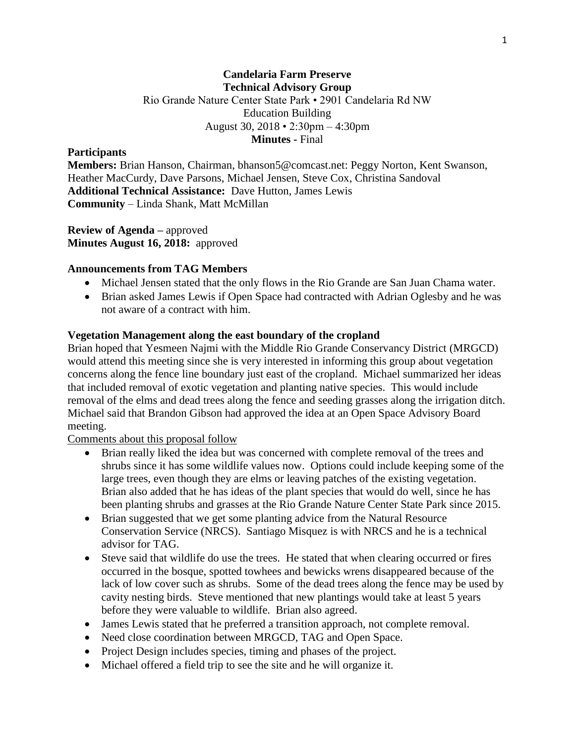# Candelaria Farm Preserve
## Technical Advisory Group

Rio Grande Nature Center State Park • 2901 Candelaria Rd NW
Education Building
August 30, 2018 • 2:30pm – 4:30pm
**Minutes -** Final

### Participants

**Members:** Brian Hanson, Chairman, bhanson5@comcast.net: Peggy Norton, Kent Swanson, Heather MacCurdy, Dave Parsons, Michael Jensen, Steve Cox, Christina Sandoval
**Additional Technical Assistance:** Dave Hutton, James Lewis
**Community** – Linda Shank, Matt McMillan

**Review of Agenda –** approved
**Minutes August 16, 2018:** approved

### Announcements from TAG Members

- Michael Jensen stated that the only flows in the Rio Grande are San Juan Chama water.
- Brian asked James Lewis if Open Space had contracted with Adrian Oglesby and he was not aware of a contract with him.

### Vegetation Management along the east boundary of the cropland

Brian hoped that Yesmeen Najmi with the Middle Rio Grande Conservancy District (MRGCD) would attend this meeting since she is very interested in informing this group about vegetation concerns along the fence line boundary just east of the cropland. Michael summarized her ideas that included removal of exotic vegetation and planting native species. This would include removal of the elms and dead trees along the fence and seeding grasses along the irrigation ditch. Michael said that Brandon Gibson had approved the idea at an Open Space Advisory Board meeting.

Comments about this proposal follow

- Brian really liked the idea but was concerned with complete removal of the trees and shrubs since it has some wildlife values now. Options could include keeping some of the large trees, even though they are elms or leaving patches of the existing vegetation. Brian also added that he has ideas of the plant species that would do well, since he has been planting shrubs and grasses at the Rio Grande Nature Center State Park since 2015.
- Brian suggested that we get some planting advice from the Natural Resource Conservation Service (NRCS). Santiago Misquez is with NRCS and he is a technical advisor for TAG.
- Steve said that wildlife do use the trees. He stated that when clearing occurred or fires occurred in the bosque, spotted towhees and bewicks wrens disappeared because of the lack of low cover such as shrubs. Some of the dead trees along the fence may be used by cavity nesting birds. Steve mentioned that new plantings would take at least 5 years before they were valuable to wildlife. Brian also agreed.
- James Lewis stated that he preferred a transition approach, not complete removal.
- Need close coordination between MRGCD, TAG and Open Space.
- Project Design includes species, timing and phases of the project.
- Michael offered a field trip to see the site and he will organize it.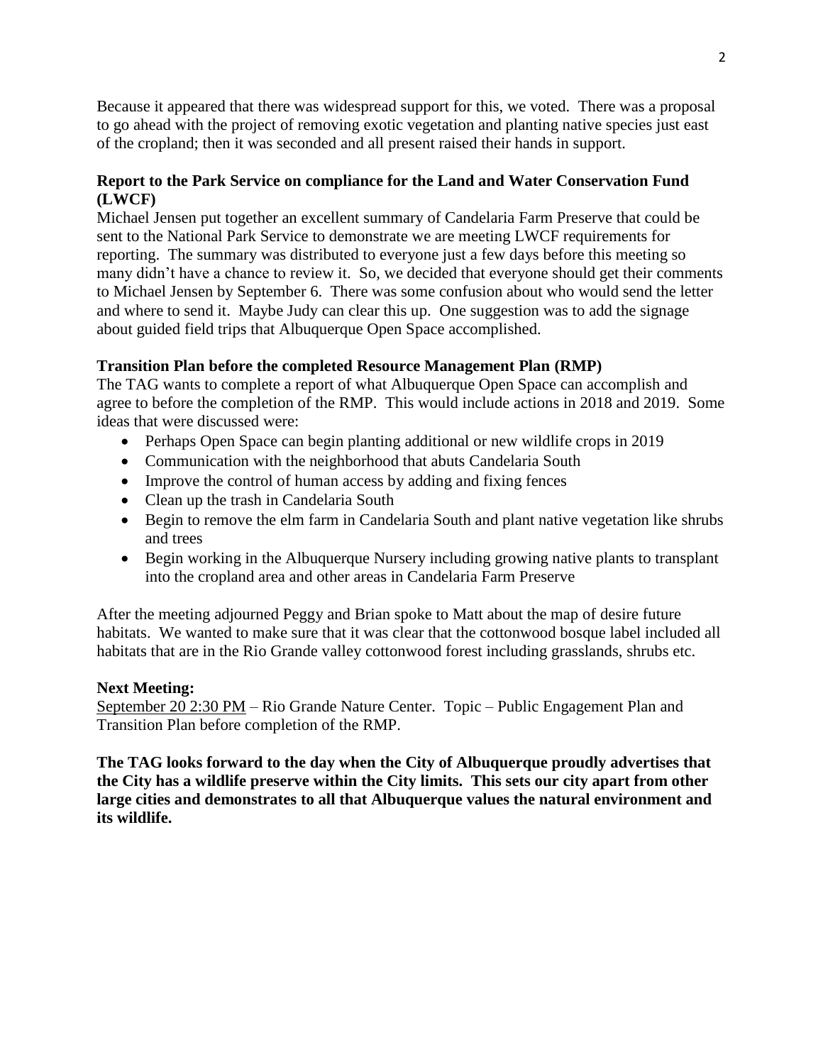Because it appeared that there was widespread support for this, we voted. There was a proposal to go ahead with the project of removing exotic vegetation and planting native species just east of the cropland; then it was seconded and all present raised their hands in support.

**Report to the Park Service on compliance for the Land and Water Conservation Fund (LWCF)**

Michael Jensen put together an excellent summary of Candelaria Farm Preserve that could be sent to the National Park Service to demonstrate we are meeting LWCF requirements for reporting. The summary was distributed to everyone just a few days before this meeting so many didn't have a chance to review it. So, we decided that everyone should get their comments to Michael Jensen by September 6. There was some confusion about who would send the letter and where to send it. Maybe Judy can clear this up. One suggestion was to add the signage about guided field trips that Albuquerque Open Space accomplished.

**Transition Plan before the completed Resource Management Plan (RMP)**

The TAG wants to complete a report of what Albuquerque Open Space can accomplish and agree to before the completion of the RMP. This would include actions in 2018 and 2019. Some ideas that were discussed were:

- Perhaps Open Space can begin planting additional or new wildlife crops in 2019
- Communication with the neighborhood that abuts Candelaria South
- Improve the control of human access by adding and fixing fences
- Clean up the trash in Candelaria South
- Begin to remove the elm farm in Candelaria South and plant native vegetation like shrubs and trees
- Begin working in the Albuquerque Nursery including growing native plants to transplant into the cropland area and other areas in Candelaria Farm Preserve

After the meeting adjourned Peggy and Brian spoke to Matt about the map of desire future habitats. We wanted to make sure that it was clear that the cottonwood bosque label included all habitats that are in the Rio Grande valley cottonwood forest including grasslands, shrubs etc.

**Next Meeting:**

September 20 2:30 PM – Rio Grande Nature Center. Topic – Public Engagement Plan and Transition Plan before completion of the RMP.

**The TAG looks forward to the day when the City of Albuquerque proudly advertises that the City has a wildlife preserve within the City limits. This sets our city apart from other large cities and demonstrates to all that Albuquerque values the natural environment and its wildlife.**